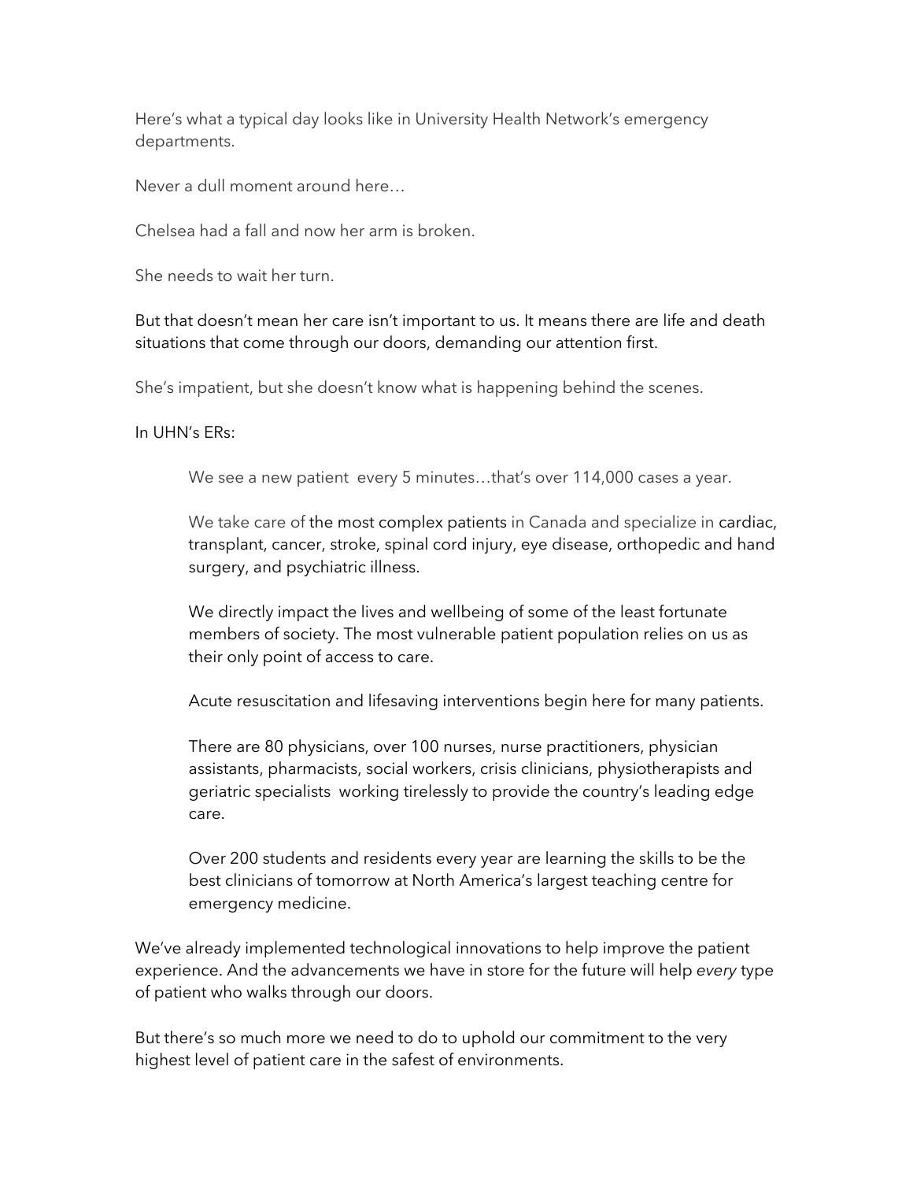Here's what a typical day looks like in University Health Network's emergency departments.

Never a dull moment around here…

Chelsea had a fall and now her arm is broken.

She needs to wait her turn.

But that doesn't mean her care isn't important to us. It means there are life and death situations that come through our doors, demanding our attention first.

She's impatient, but she doesn't know what is happening behind the scenes.

In UHN's ERs:

> We see a new patient every 5 minutes…that's over 114,000 cases a year.
>
> We take care of the most complex patients in Canada and specialize in cardiac, transplant, cancer, stroke, spinal cord injury, eye disease, orthopedic and hand surgery, and psychiatric illness.
>
> We directly impact the lives and wellbeing of some of the least fortunate members of society. The most vulnerable patient population relies on us as their only point of access to care.
>
> Acute resuscitation and lifesaving interventions begin here for many patients.
>
> There are 80 physicians, over 100 nurses, nurse practitioners, physician assistants, pharmacists, social workers, crisis clinicians, physiotherapists and geriatric specialists working tirelessly to provide the country's leading edge care.
>
> Over 200 students and residents every year are learning the skills to be the best clinicians of tomorrow at North America's largest teaching centre for emergency medicine.

We've already implemented technological innovations to help improve the patient experience. And the advancements we have in store for the future will help *every* type of patient who walks through our doors.

But there's so much more we need to do to uphold our commitment to the very highest level of patient care in the safest of environments.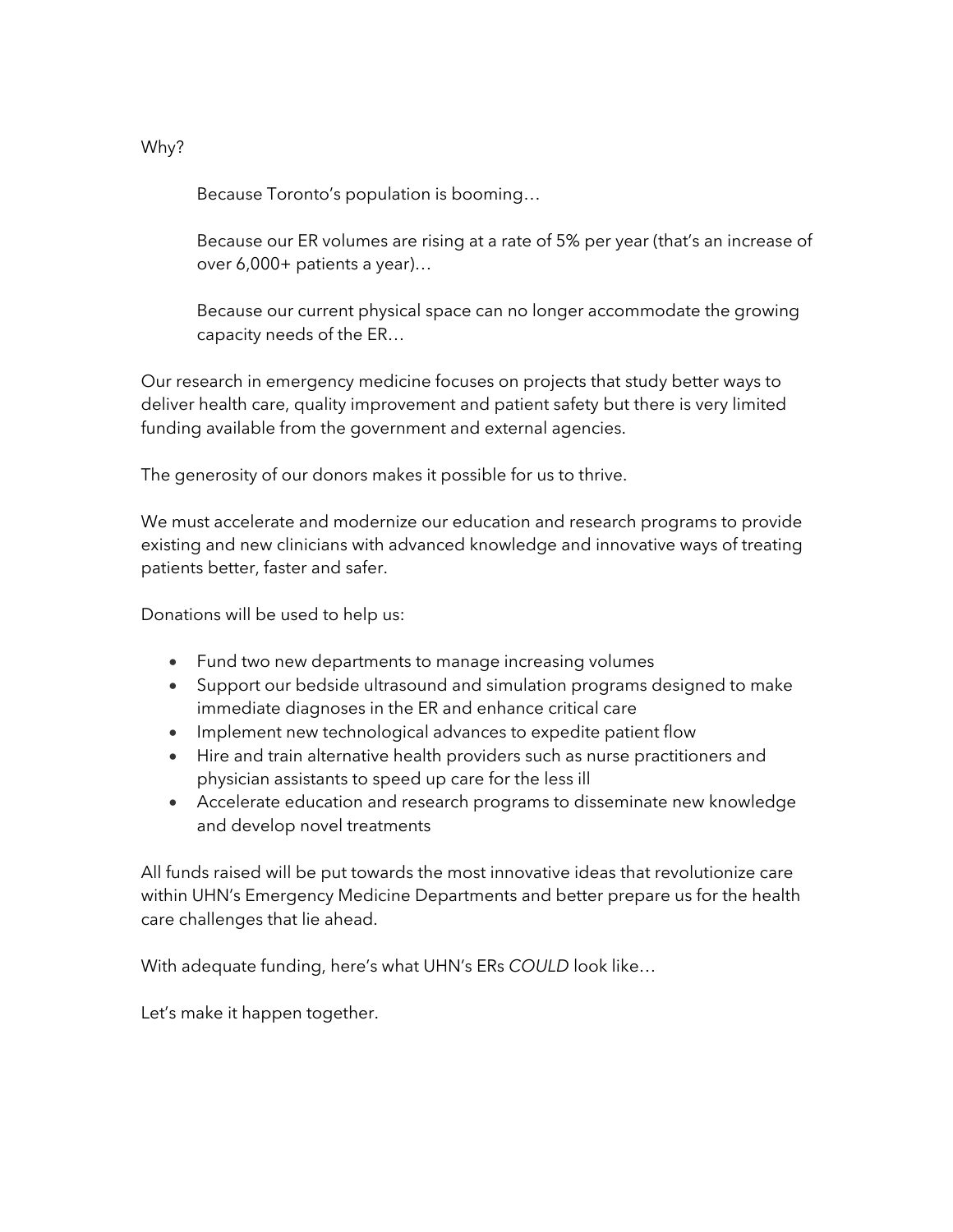Why?

Because Toronto's population is booming…

Because our ER volumes are rising at a rate of 5% per year (that's an increase of over 6,000+ patients a year)…

Because our current physical space can no longer accommodate the growing capacity needs of the ER…

Our research in emergency medicine focuses on projects that study better ways to deliver health care, quality improvement and patient safety but there is very limited funding available from the government and external agencies.

The generosity of our donors makes it possible for us to thrive.

We must accelerate and modernize our education and research programs to provide existing and new clinicians with advanced knowledge and innovative ways of treating patients better, faster and safer.

Donations will be used to help us:

- Fund two new departments to manage increasing volumes
- Support our bedside ultrasound and simulation programs designed to make immediate diagnoses in the ER and enhance critical care
- Implement new technological advances to expedite patient flow
- Hire and train alternative health providers such as nurse practitioners and physician assistants to speed up care for the less ill
- Accelerate education and research programs to disseminate new knowledge and develop novel treatments

All funds raised will be put towards the most innovative ideas that revolutionize care within UHN's Emergency Medicine Departments and better prepare us for the health care challenges that lie ahead.

With adequate funding, here's what UHN's ERs *COULD* look like…

Let's make it happen together.